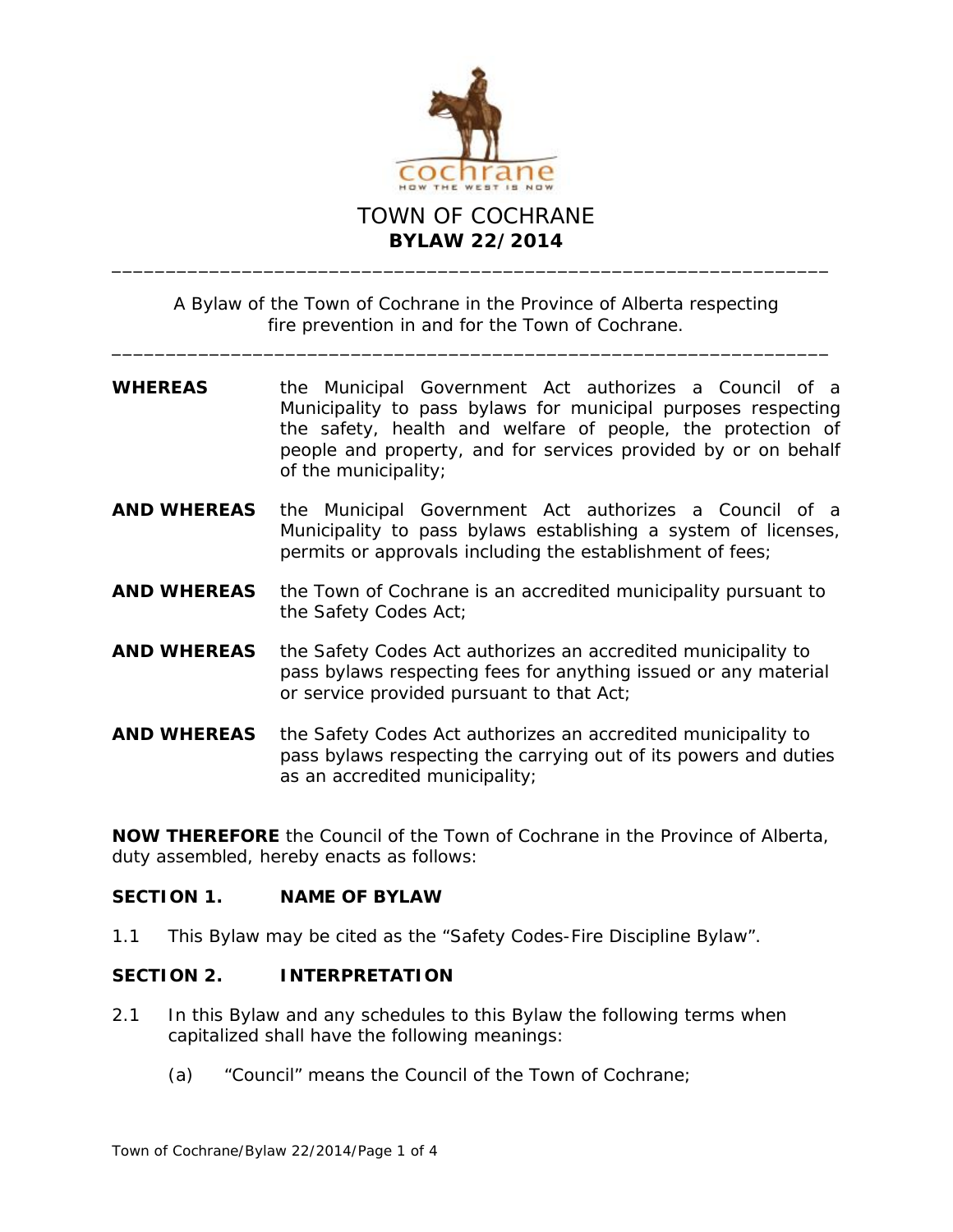# TOWN OF COCHRANE

## BYLAW 22/2014

---

A Bylaw of the Town of Cochrane in the Province of Alberta respecting fire prevention in and for the Town of Cochrane.

---

**WHEREAS** the Municipal Government Act authorizes a Council of a Municipality to pass bylaws for municipal purposes respecting the safety, health and welfare of people, the protection of people and property, and for services provided by or on behalf of the municipality;

**AND WHEREAS** the Municipal Government Act authorizes a Council of a Municipality to pass bylaws establishing a system of licenses, permits or approvals including the establishment of fees;

**AND WHEREAS** the Town of Cochrane is an accredited municipality pursuant to the Safety Codes Act;

**AND WHEREAS** the Safety Codes Act authorizes an accredited municipality to pass bylaws respecting fees for anything issued or any material or service provided pursuant to that Act;

**AND WHEREAS** the Safety Codes Act authorizes an accredited municipality to pass bylaws respecting the carrying out of its powers and duties as an accredited municipality;

**NOW THEREFORE** the Council of the Town of Cochrane in the Province of Alberta, duty assembled, hereby enacts as follows:

### SECTION 1. NAME OF BYLAW

1.1 This Bylaw may be cited as the "Safety Codes-Fire Discipline Bylaw".

### SECTION 2. INTERPRETATION

2.1 In this Bylaw and any schedules to this Bylaw the following terms when capitalized shall have the following meanings:

(a) "Council" means the Council of the Town of Cochrane;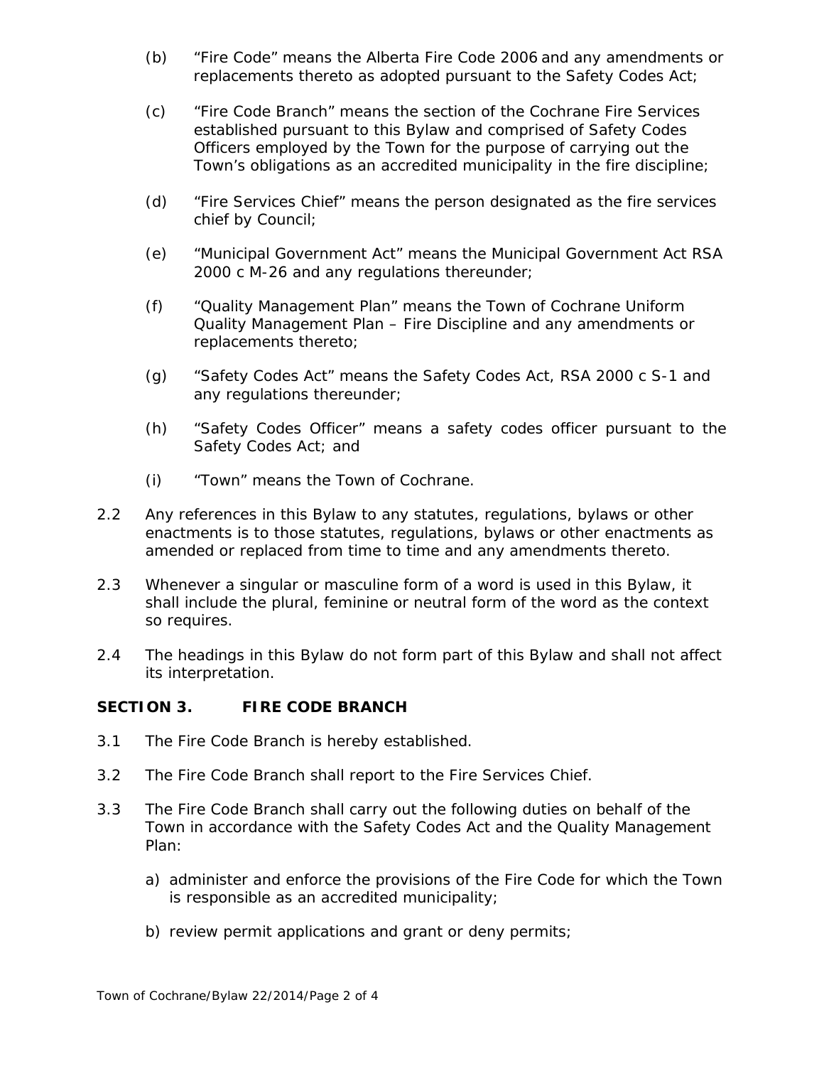(b) "Fire Code" means the Alberta Fire Code 2006 and any amendments or replacements thereto as adopted pursuant to the Safety Codes Act;

(c) "Fire Code Branch" means the section of the Cochrane Fire Services established pursuant to this Bylaw and comprised of Safety Codes Officers employed by the Town for the purpose of carrying out the Town's obligations as an accredited municipality in the fire discipline;

(d) "Fire Services Chief" means the person designated as the fire services chief by Council;

(e) "Municipal Government Act" means the Municipal Government Act RSA 2000 c M-26 and any regulations thereunder;

(f) "Quality Management Plan" means the Town of Cochrane Uniform Quality Management Plan – Fire Discipline and any amendments or replacements thereto;

(g) "Safety Codes Act" means the Safety Codes Act, RSA 2000 c S-1 and any regulations thereunder;

(h) "Safety Codes Officer" means a safety codes officer pursuant to the Safety Codes Act; and

(i) "Town" means the Town of Cochrane.

2.2 Any references in this Bylaw to any statutes, regulations, bylaws or other enactments is to those statutes, regulations, bylaws or other enactments as amended or replaced from time to time and any amendments thereto.

2.3 Whenever a singular or masculine form of a word is used in this Bylaw, it shall include the plural, feminine or neutral form of the word as the context so requires.

2.4 The headings in this Bylaw do not form part of this Bylaw and shall not affect its interpretation.

## SECTION 3. FIRE CODE BRANCH

3.1 The Fire Code Branch is hereby established.

3.2 The Fire Code Branch shall report to the Fire Services Chief.

3.3 The Fire Code Branch shall carry out the following duties on behalf of the Town in accordance with the Safety Codes Act and the Quality Management Plan:

a) administer and enforce the provisions of the Fire Code for which the Town is responsible as an accredited municipality;

b) review permit applications and grant or deny permits;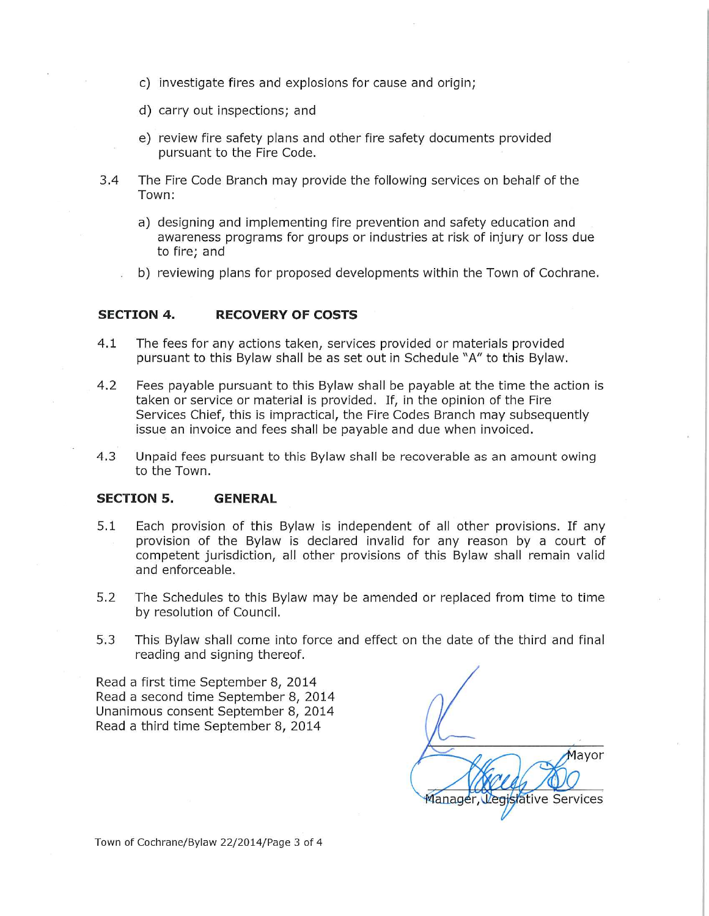c) investigate fires and explosions for cause and origin;

d) carry out inspections; and

e) review fire safety plans and other fire safety documents provided pursuant to the Fire Code.

3.4 The Fire Code Branch may provide the following services on behalf of the Town:

a) designing and implementing fire prevention and safety education and awareness programs for groups or industries at risk of injury or loss due to fire; and

b) reviewing plans for proposed developments within the Town of Cochrane.

## SECTION 4. RECOVERY OF COSTS

4.1 The fees for any actions taken, services provided or materials provided pursuant to this Bylaw shall be as set out in Schedule "A" to this Bylaw.

4.2 Fees payable pursuant to this Bylaw shall be payable at the time the action is taken or service or material is provided. If, in the opinion of the Fire Services Chief, this is impractical, the Fire Codes Branch may subsequently issue an invoice and fees shall be payable and due when invoiced.

4.3 Unpaid fees pursuant to this Bylaw shall be recoverable as an amount owing to the Town.

## SECTION 5. GENERAL

5.1 Each provision of this Bylaw is independent of all other provisions. If any provision of the Bylaw is declared invalid for any reason by a court of competent jurisdiction, all other provisions of this Bylaw shall remain valid and enforceable.

5.2 The Schedules to this Bylaw may be amended or replaced from time to time by resolution of Council.

5.3 This Bylaw shall come into force and effect on the date of the third and final reading and signing thereof.

Read a first time September 8, 2014
Read a second time September 8, 2014
Unanimous consent September 8, 2014
Read a third time September 8, 2014

Mayor

Manager, Legislative Services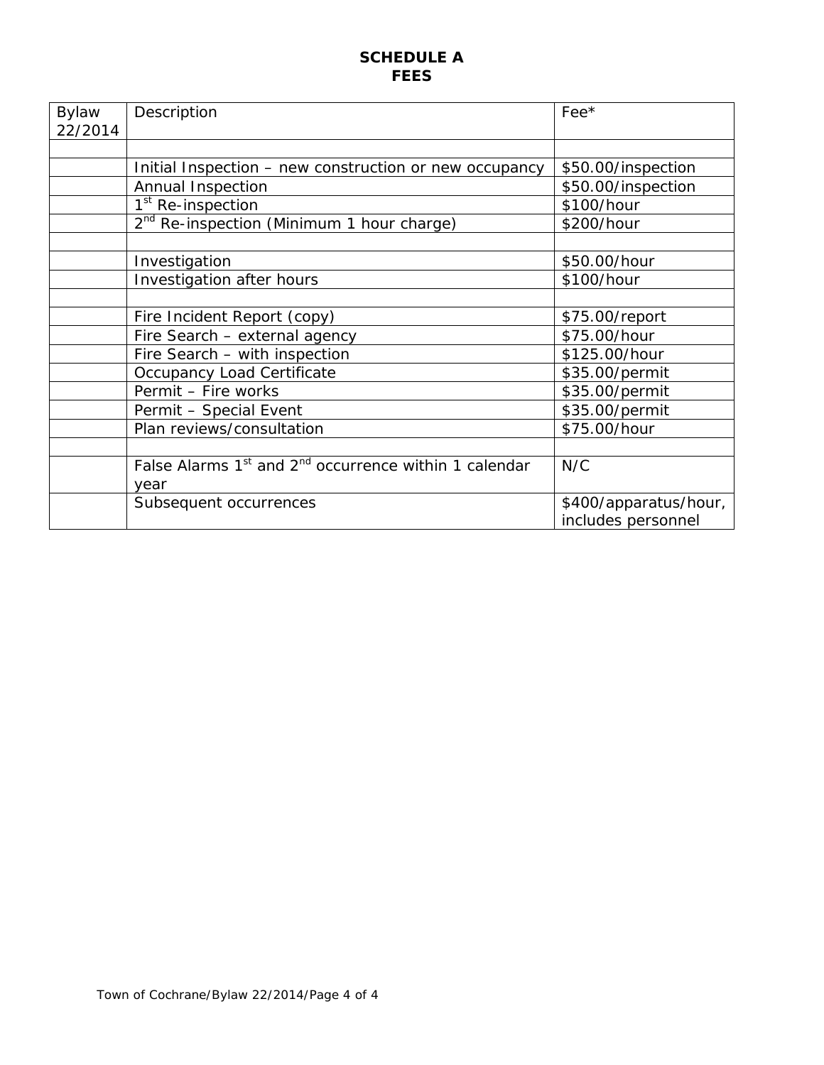# SCHEDULE A
# FEES

| Bylaw 22/2014 | Description | Fee* |
|---|---|---|
| | | |
| | Initial Inspection – new construction or new occupancy | $50.00/inspection |
| | Annual Inspection | $50.00/inspection |
| | 1st Re-inspection | $100/hour |
| | 2nd Re-inspection (Minimum 1 hour charge) | $200/hour |
| | | |
| | Investigation | $50.00/hour |
| | Investigation after hours | $100/hour |
| | | |
| | Fire Incident Report (copy) | $75.00/report |
| | Fire Search – external agency | $75.00/hour |
| | Fire Search – with inspection | $125.00/hour |
| | Occupancy Load Certificate | $35.00/permit |
| | Permit – Fire works | $35.00/permit |
| | Permit – Special Event | $35.00/permit |
| | Plan reviews/consultation | $75.00/hour |
| | | |
| | False Alarms 1st and 2nd occurrence within 1 calendar year | N/C |
| | Subsequent occurrences | $400/apparatus/hour, includes personnel |